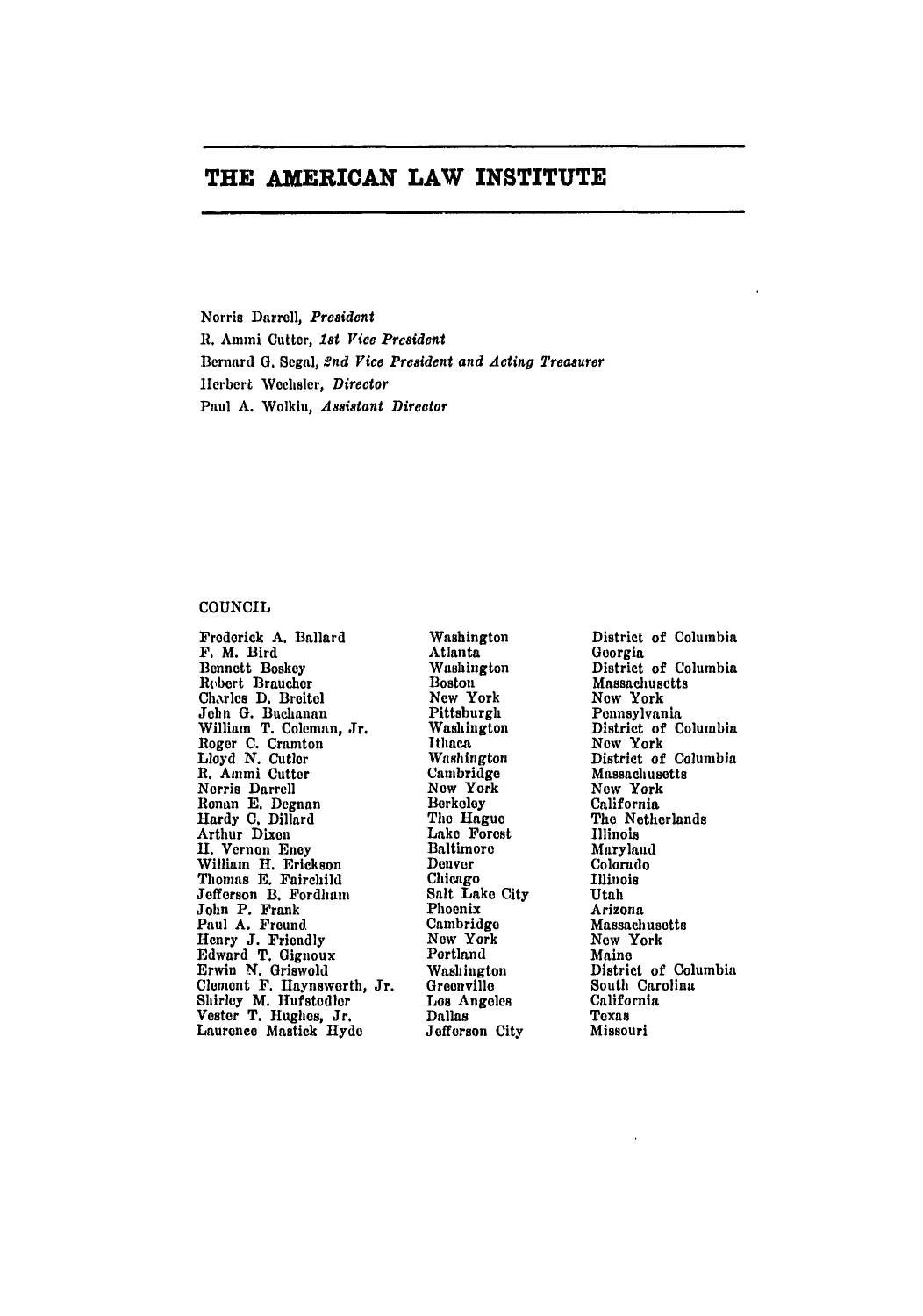# THE AMERICAN LAW INSTITUTE

Norris Darrell, *President*
R. Ammi Cutter, *1st Vice President*
Bernard G. Segal, *2nd Vice President and Acting Treasurer*
Herbert Wechsler, *Director*
Paul A. Wolkin, *Assistant Director*

## COUNCIL

| | | |
|---|---|---|
| Frederick A. Ballard | Washington | District of Columbia |
| F. M. Bird | Atlanta | Georgia |
| Bennett Boskey | Washington | District of Columbia |
| Robert Braucher | Boston | Massachusetts |
| Charles D. Breitel | New York | New York |
| John G. Buchanan | Pittsburgh | Pennsylvania |
| William T. Coleman, Jr. | Washington | District of Columbia |
| Roger C. Cramton | Ithaca | New York |
| Lloyd N. Cutler | Washington | District of Columbia |
| R. Ammi Cutter | Cambridge | Massachusetts |
| Norris Darrell | New York | New York |
| Ronan E. Degnan | Berkeley | California |
| Hardy C. Dillard | The Hague | The Netherlands |
| Arthur Dixon | Lake Forest | Illinois |
| H. Vernon Eney | Baltimore | Maryland |
| William H. Erickson | Denver | Colorado |
| Thomas E. Fairchild | Chicago | Illinois |
| Jefferson B. Fordham | Salt Lake City | Utah |
| John P. Frank | Phoenix | Arizona |
| Paul A. Freund | Cambridge | Massachusetts |
| Henry J. Friendly | New York | New York |
| Edward T. Gignoux | Portland | Maine |
| Erwin N. Griswold | Washington | District of Columbia |
| Clement F. Haynsworth, Jr. | Greenville | South Carolina |
| Shirley M. Hufstedler | Los Angeles | California |
| Vester T. Hughes, Jr. | Dallas | Texas |
| Laurence Mastick Hyde | Jefferson City | Missouri |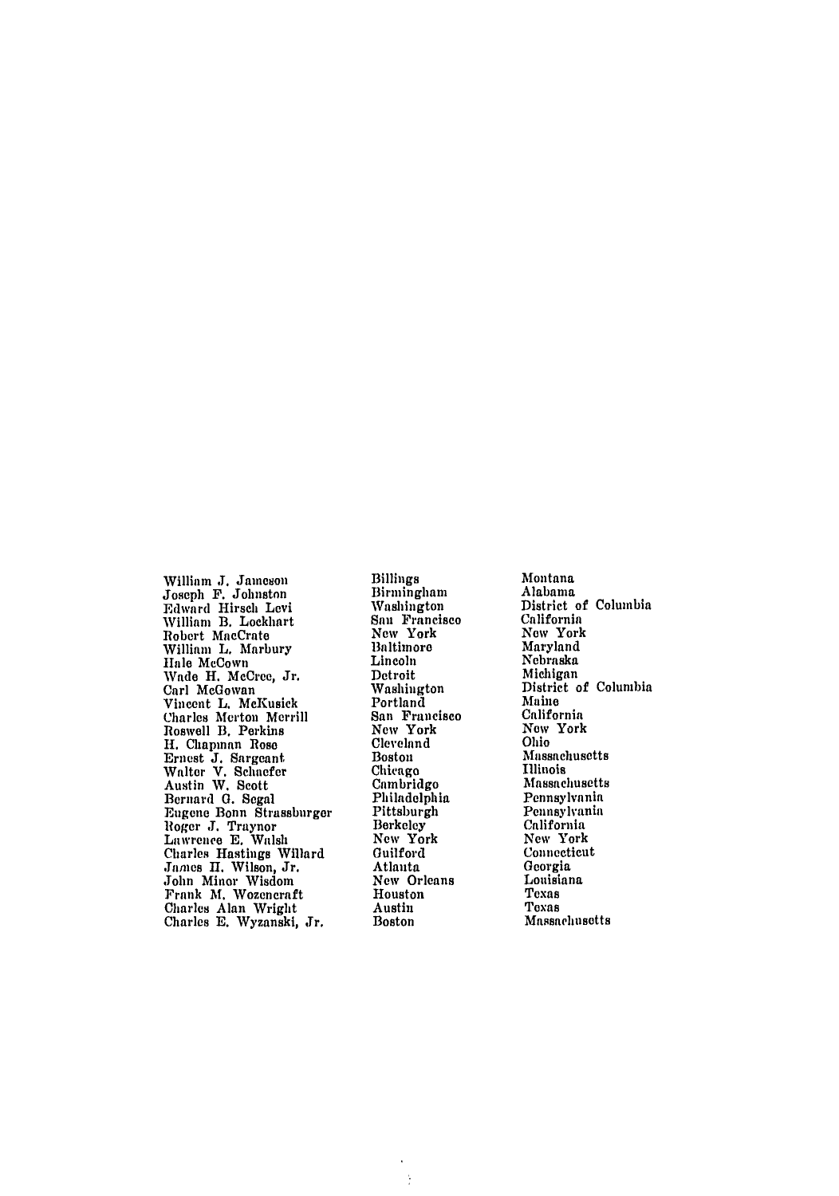| | | |
|---|---|---|
| William J. Jameson | Billings | Montana |
| Joseph F. Johnston | Birmingham | Alabama |
| Edward Hirsch Levi | Washington | District of Columbia |
| William B. Lockhart | San Francisco | California |
| Robert MacCrate | New York | New York |
| William L. Marbury | Baltimore | Maryland |
| Hale McCown | Lincoln | Nebraska |
| Wade H. McCree, Jr. | Detroit | Michigan |
| Carl McGowan | Washington | District of Columbia |
| Vincent L. McKusick | Portland | Maine |
| Charles Merton Merrill | San Francisco | California |
| Roswell B. Perkins | New York | New York |
| H. Chapman Rose | Cleveland | Ohio |
| Ernest J. Sargeant | Boston | Massachusetts |
| Walter V. Schaefer | Chicago | Illinois |
| Austin W. Scott | Cambridge | Massachusetts |
| Bernard G. Segal | Philadelphia | Pennsylvania |
| Eugene Bonn Strassburger | Pittsburgh | Pennsylvania |
| Roger J. Traynor | Berkeley | California |
| Lawrence E. Walsh | New York | New York |
| Charles Hastings Willard | Guilford | Connecticut |
| James H. Wilson, Jr. | Atlanta | Georgia |
| John Minor Wisdom | New Orleans | Louisiana |
| Frank M. Wozencraft | Houston | Texas |
| Charles Alan Wright | Austin | Texas |
| Charles E. Wyzanski, Jr. | Boston | Massachusetts |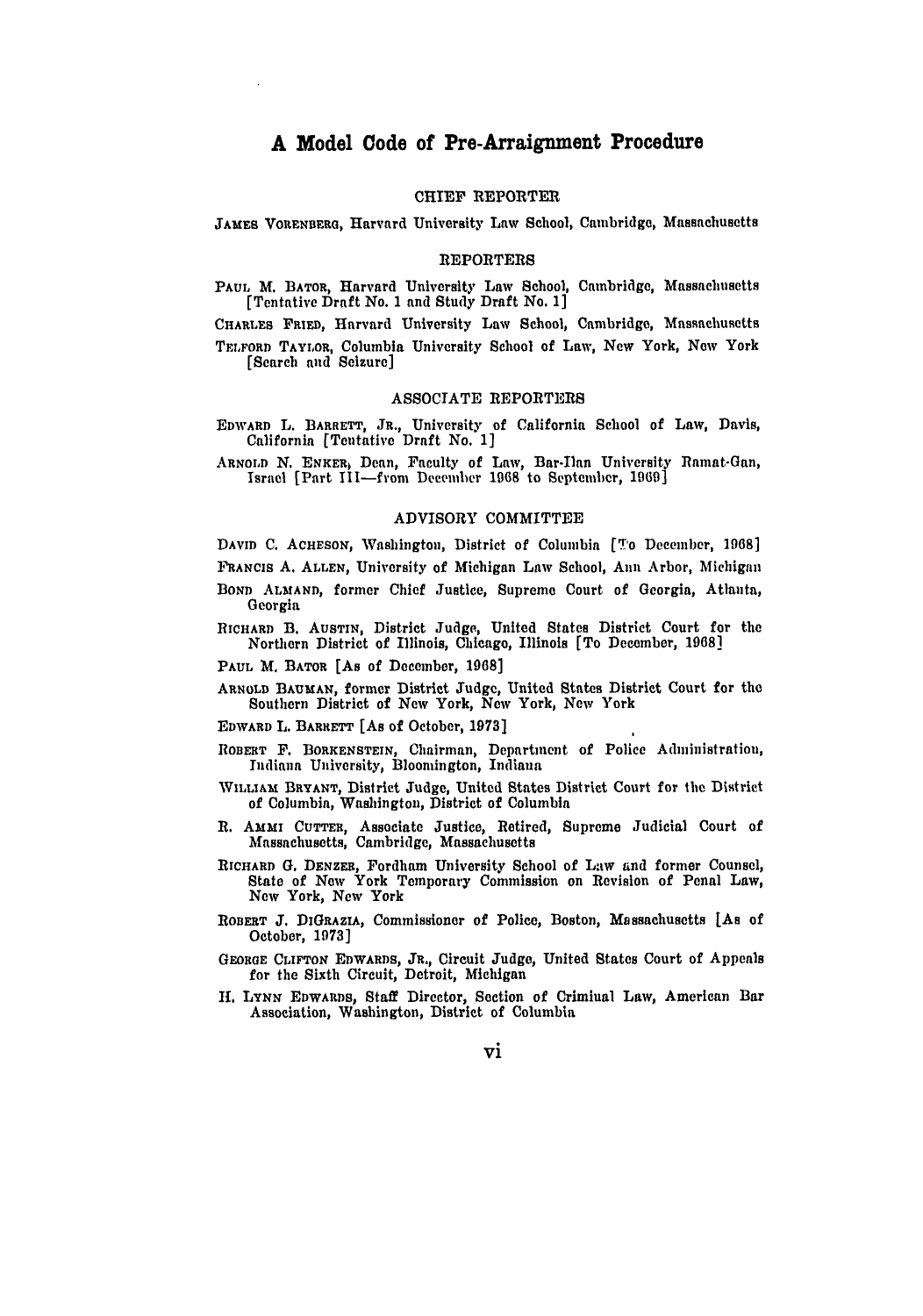# A Model Code of Pre-Arraignment Procedure

## CHIEF REPORTER

JAMES VORENBERG, Harvard University Law School, Cambridge, Massachusetts

## REPORTERS

PAUL M. BATOR, Harvard University Law School, Cambridge, Massachusetts [Tentative Draft No. 1 and Study Draft No. 1]

CHARLES FRIED, Harvard University Law School, Cambridge, Massachusetts

TELFORD TAYLOR, Columbia University School of Law, New York, New York [Search and Seizure]

## ASSOCIATE REPORTERS

EDWARD L. BARRETT, JR., University of California School of Law, Davis, California [Tentative Draft No. 1]

ARNOLD N. ENKER, Dean, Faculty of Law, Bar-Ilan University Ramat-Gan, Israel [Part III—from December 1968 to September, 1969]

## ADVISORY COMMITTEE

DAVID C. ACHESON, Washington, District of Columbia [To December, 1968]

FRANCIS A. ALLEN, University of Michigan Law School, Ann Arbor, Michigan

BOND ALMAND, former Chief Justice, Supreme Court of Georgia, Atlanta, Georgia

RICHARD B. AUSTIN, District Judge, United States District Court for the Northern District of Illinois, Chicago, Illinois [To December, 1968]

PAUL M. BATOR [As of December, 1968]

ARNOLD BAUMAN, former District Judge, United States District Court for the Southern District of New York, New York, New York

EDWARD L. BARRETT [As of October, 1973]

ROBERT F. BORKENSTEIN, Chairman, Department of Police Administration, Indiana University, Bloomington, Indiana

WILLIAM BRYANT, District Judge, United States District Court for the District of Columbia, Washington, District of Columbia

R. AMMI CUTTER, Associate Justice, Retired, Supreme Judicial Court of Massachusetts, Cambridge, Massachusetts

RICHARD G. DENZER, Fordham University School of Law and former Counsel, State of New York Temporary Commission on Revision of Penal Law, New York, New York

ROBERT J. DIGRAZIA, Commissioner of Police, Boston, Massachusetts [As of October, 1973]

GEORGE CLIFTON EDWARDS, JR., Circuit Judge, United States Court of Appeals for the Sixth Circuit, Detroit, Michigan

H. LYNN EDWARDS, Staff Director, Section of Crimiual Law, American Bar Association, Washington, District of Columbia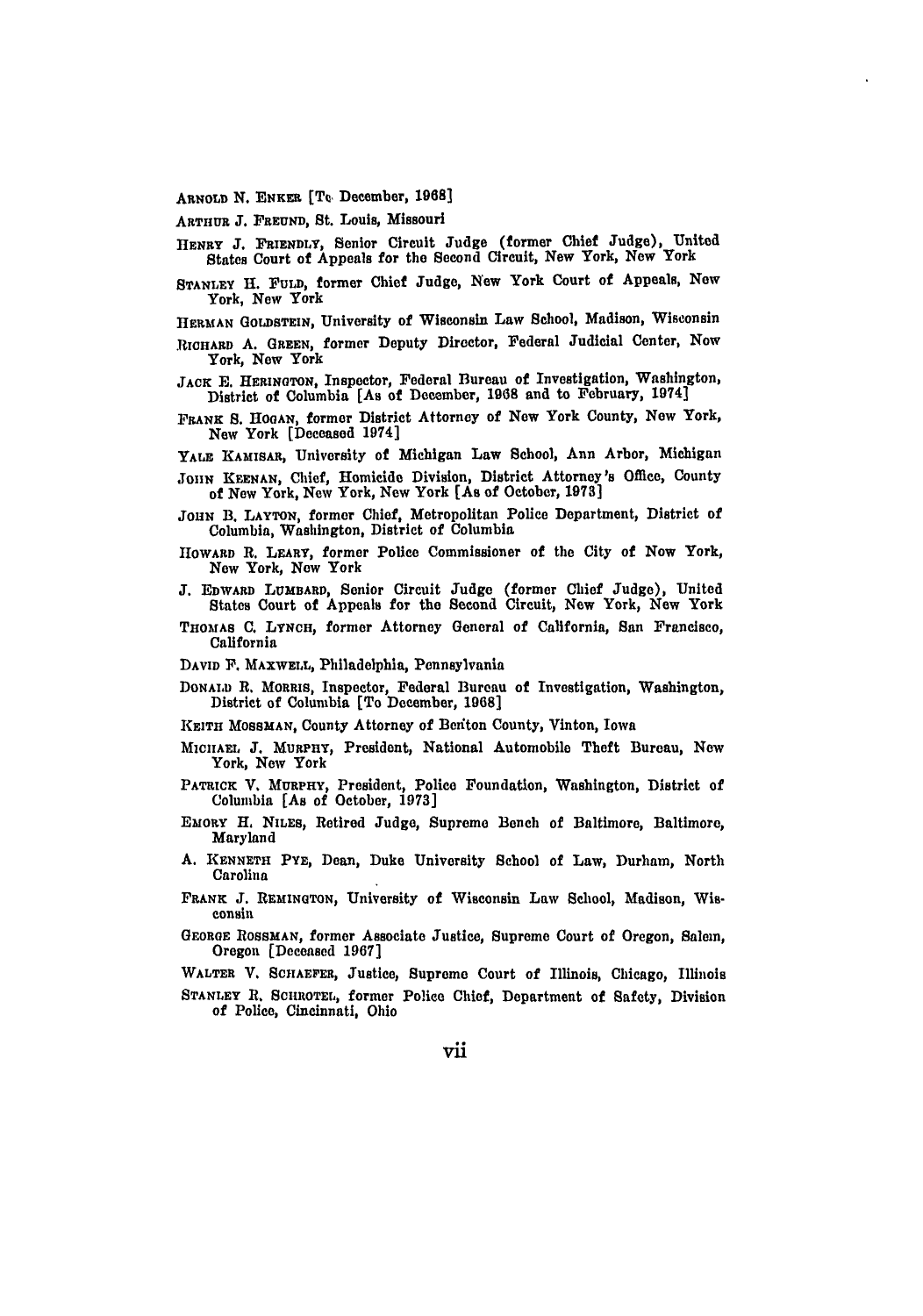ARNOLD N. ENKER [To December, 1968]

ARTHUR J. FREUND, St. Louis, Missouri

HENRY J. FRIENDLY, Senior Circuit Judge (former Chief Judge), United States Court of Appeals for the Second Circuit, New York, New York

STANLEY H. FULD, former Chief Judge, New York Court of Appeals, New York, New York

HERMAN GOLDSTEIN, University of Wisconsin Law School, Madison, Wisconsin

RICHARD A. GREEN, former Deputy Director, Federal Judicial Center, New York, New York

JACK E. HERINGTON, Inspector, Federal Bureau of Investigation, Washington, District of Columbia [As of December, 1968 and to February, 1974]

FRANK S. HOGAN, former District Attorney of New York County, New York, New York [Deceased 1974]

YALE KAMISAR, University of Michigan Law School, Ann Arbor, Michigan

JOHN KEENAN, Chief, Homicide Division, District Attorney's Office, County of New York, New York, New York [As of October, 1973]

JOHN B. LAYTON, former Chief, Metropolitan Police Department, District of Columbia, Washington, District of Columbia

HOWARD R. LEARY, former Police Commissioner of the City of New York, New York, New York

J. EDWARD LUMBARD, Senior Circuit Judge (former Chief Judge), United States Court of Appeals for the Second Circuit, New York, New York

THOMAS C. LYNCH, former Attorney General of California, San Francisco, California

DAVID F. MAXWELL, Philadelphia, Pennsylvania

DONALD R. MORRIS, Inspector, Federal Bureau of Investigation, Washington, District of Columbia [To December, 1968]

KEITH MOSSMAN, County Attorney of Benton County, Vinton, Iowa

MICHAEL J. MURPHY, President, National Automobile Theft Bureau, New York, New York

PATRICK V. MURPHY, President, Police Foundation, Washington, District of Columbia [As of October, 1973]

EMORY H. NILES, Retired Judge, Supreme Bench of Baltimore, Baltimore, Maryland

A. KENNETH PYE, Dean, Duke University School of Law, Durham, North Carolina

FRANK J. REMINGTON, University of Wisconsin Law School, Madison, Wisconsin

GEORGE ROSSMAN, former Associate Justice, Supreme Court of Oregon, Salem, Oregon [Deceased 1967]

WALTER V. SCHAEFER, Justice, Supreme Court of Illinois, Chicago, Illinois

STANLEY R. SCHROTEL, former Police Chief, Department of Safety, Division of Police, Cincinnati, Ohio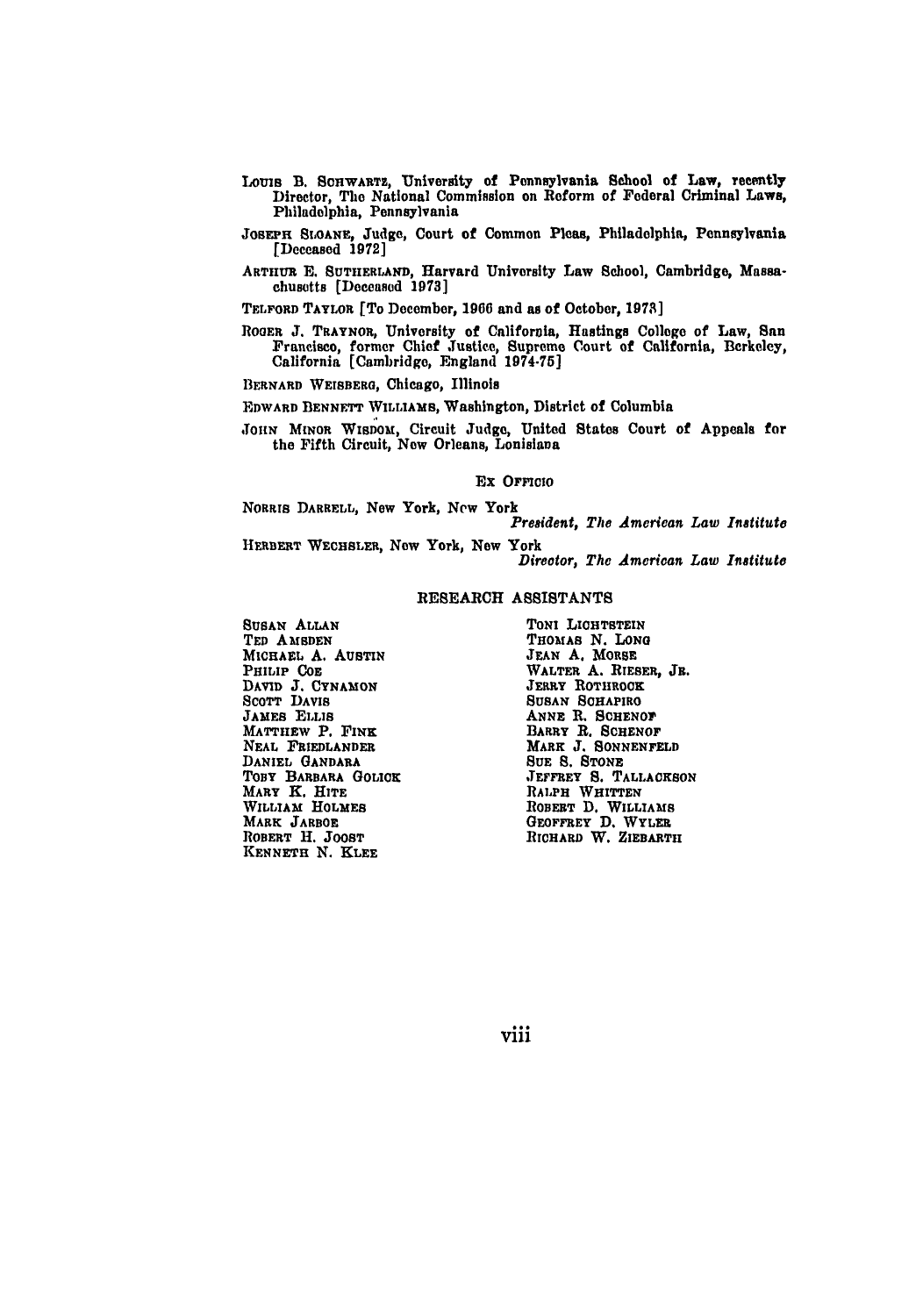LOUIS B. SCHWARTZ, University of Pennsylvania School of Law, recently Director, The National Commission on Reform of Federal Criminal Laws, Philadelphia, Pennsylvania

JOSEPH SLOANE, Judge, Court of Common Pleas, Philadelphia, Pennsylvania [Deceased 1972]

ARTHUR E. SUTHERLAND, Harvard University Law School, Cambridge, Massachusetts [Deceased 1973]

TELFORD TAYLOR [To December, 1966 and as of October, 1973]

ROGER J. TRAYNOR, University of California, Hastings College of Law, San Francisco, former Chief Justice, Supreme Court of California, Berkeley, California [Cambridge, England 1974-75]

BERNARD WEISBERG, Chicago, Illinois

EDWARD BENNETT WILLIAMS, Washington, District of Columbia

JOHN MINOR WISDOM, Circuit Judge, United States Court of Appeals for the Fifth Circuit, New Orleans, Louisiana

## EX OFFICIO

NORRIS DARRELL, New York, New York
*President, The American Law Institute*

HERBERT WECHSLER, New York, New York
*Director, The American Law Institute*

## RESEARCH ASSISTANTS

SUSAN ALLAN
TED AMSDEN
MICHAEL A. AUSTIN
PHILIP COE
DAVID J. CYNAMON
SCOTT DAVIS
JAMES ELLIS
MATTHEW P. FINK
NEAL FRIEDLANDER
DANIEL GANDARA
TOBY BARBARA GOLICK
MARY K. HITE
WILLIAM HOLMES
MARK JARBOE
ROBERT H. JOOST
KENNETH N. KLEE
TONI LICHTSTEIN
THOMAS N. LONG
JEAN A. MORSE
WALTER A. RIESER, JR.
JERRY ROTHROCK
SUSAN SCHAPIRO
ANNE R. SCHENOF
BARRY R. SCHENOF
MARK J. SONNENFELD
SUE S. STONE
JEFFREY S. TALLACKSON
RALPH WHITTEN
ROBERT D. WILLIAMS
GEOFFREY D. WYLER
RICHARD W. ZIEBARTH